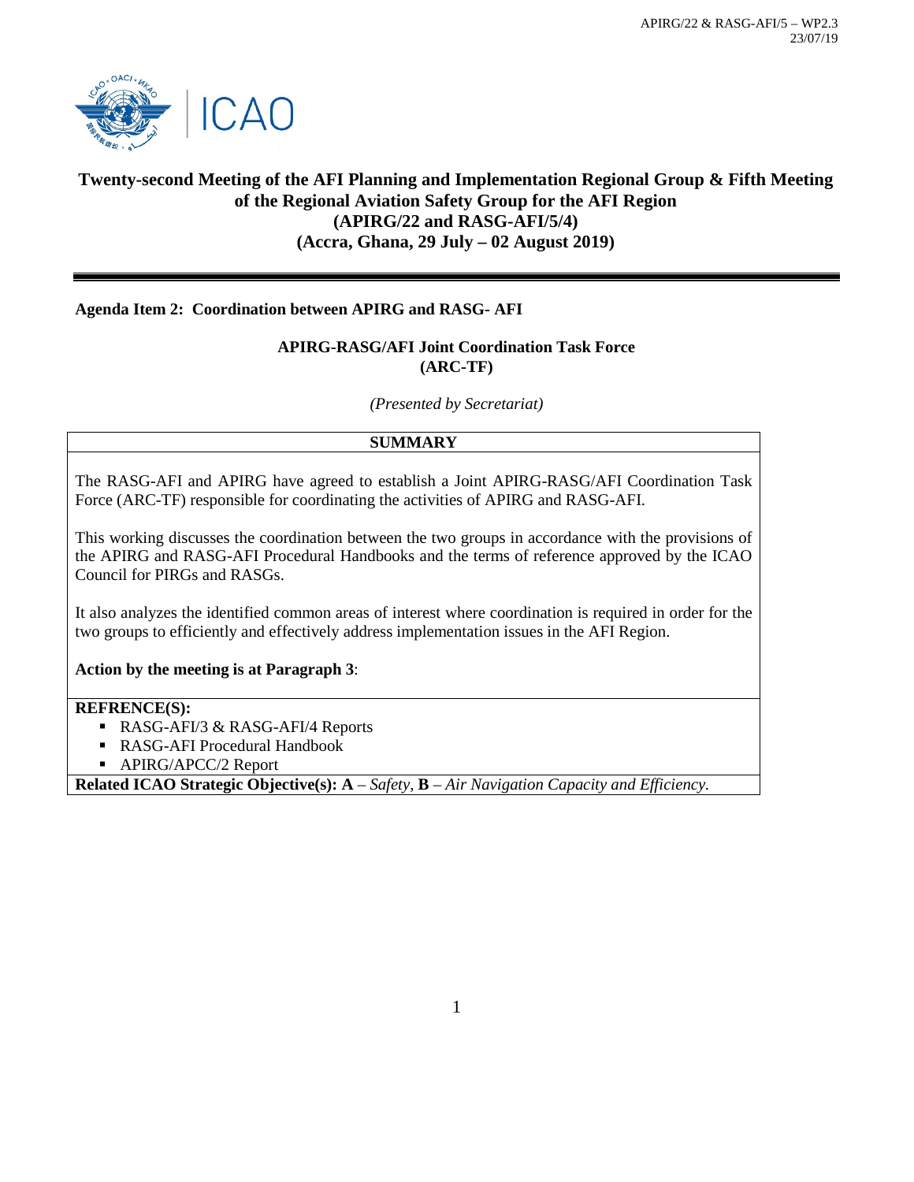APIRG/22 & RASG-AFI/5 – WP2.3
23/07/19

# Twenty-second Meeting of the AFI Planning and Implementation Regional Group & Fifth Meeting of the Regional Aviation Safety Group for the AFI Region
## (APIRG/22 and RASG-AFI/5/4)
## (Accra, Ghana, 29 July – 02 August 2019)

---

**Agenda Item 2: Coordination between APIRG and RASG- AFI**

**APIRG-RASG/AFI Joint Coordination Task Force (ARC-TF)**

*(Presented by Secretariat)*

**SUMMARY**

The RASG-AFI and APIRG have agreed to establish a Joint APIRG-RASG/AFI Coordination Task Force (ARC-TF) responsible for coordinating the activities of APIRG and RASG-AFI.

This working discusses the coordination between the two groups in accordance with the provisions of the APIRG and RASG-AFI Procedural Handbooks and the terms of reference approved by the ICAO Council for PIRGs and RASGs.

It also analyzes the identified common areas of interest where coordination is required in order for the two groups to efficiently and effectively address implementation issues in the AFI Region.

**Action by the meeting is at Paragraph 3**:

**REFRENCE(S):**

- RASG-AFI/3 & RASG-AFI/4 Reports
- RASG-AFI Procedural Handbook
- APIRG/APCC/2 Report

**Related ICAO Strategic Objective(s): A** – *Safety,* **B** – *Air Navigation Capacity and Efficiency.*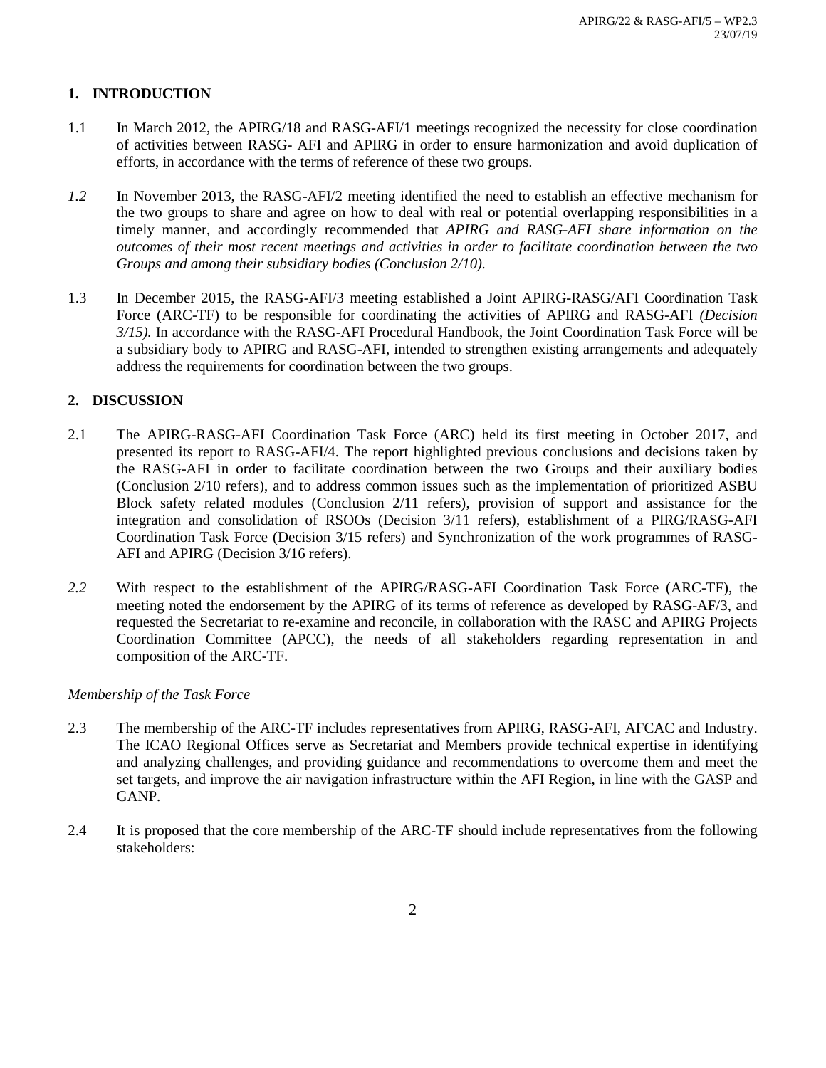## 1. INTRODUCTION

1.1 In March 2012, the APIRG/18 and RASG-AFI/1 meetings recognized the necessity for close coordination of activities between RASG- AFI and APIRG in order to ensure harmonization and avoid duplication of efforts, in accordance with the terms of reference of these two groups.

*1.2* In November 2013, the RASG-AFI/2 meeting identified the need to establish an effective mechanism for the two groups to share and agree on how to deal with real or potential overlapping responsibilities in a timely manner, and accordingly recommended that *APIRG and RASG-AFI share information on the outcomes of their most recent meetings and activities in order to facilitate coordination between the two Groups and among their subsidiary bodies (Conclusion 2/10).*

1.3 In December 2015, the RASG-AFI/3 meeting established a Joint APIRG-RASG/AFI Coordination Task Force (ARC-TF) to be responsible for coordinating the activities of APIRG and RASG-AFI *(Decision 3/15).* In accordance with the RASG-AFI Procedural Handbook, the Joint Coordination Task Force will be a subsidiary body to APIRG and RASG-AFI, intended to strengthen existing arrangements and adequately address the requirements for coordination between the two groups.

## 2. DISCUSSION

2.1 The APIRG-RASG-AFI Coordination Task Force (ARC) held its first meeting in October 2017, and presented its report to RASG-AFI/4. The report highlighted previous conclusions and decisions taken by the RASG-AFI in order to facilitate coordination between the two Groups and their auxiliary bodies (Conclusion 2/10 refers), and to address common issues such as the implementation of prioritized ASBU Block safety related modules (Conclusion 2/11 refers), provision of support and assistance for the integration and consolidation of RSOOs (Decision 3/11 refers), establishment of a PIRG/RASG-AFI Coordination Task Force (Decision 3/15 refers) and Synchronization of the work programmes of RASG-AFI and APIRG (Decision 3/16 refers).

*2.2* With respect to the establishment of the APIRG/RASG-AFI Coordination Task Force (ARC-TF), the meeting noted the endorsement by the APIRG of its terms of reference as developed by RASG-AF/3, and requested the Secretariat to re-examine and reconcile, in collaboration with the RASC and APIRG Projects Coordination Committee (APCC), the needs of all stakeholders regarding representation in and composition of the ARC-TF.

*Membership of the Task Force*

2.3 The membership of the ARC-TF includes representatives from APIRG, RASG-AFI, AFCAC and Industry. The ICAO Regional Offices serve as Secretariat and Members provide technical expertise in identifying and analyzing challenges, and providing guidance and recommendations to overcome them and meet the set targets, and improve the air navigation infrastructure within the AFI Region, in line with the GASP and GANP.

2.4 It is proposed that the core membership of the ARC-TF should include representatives from the following stakeholders: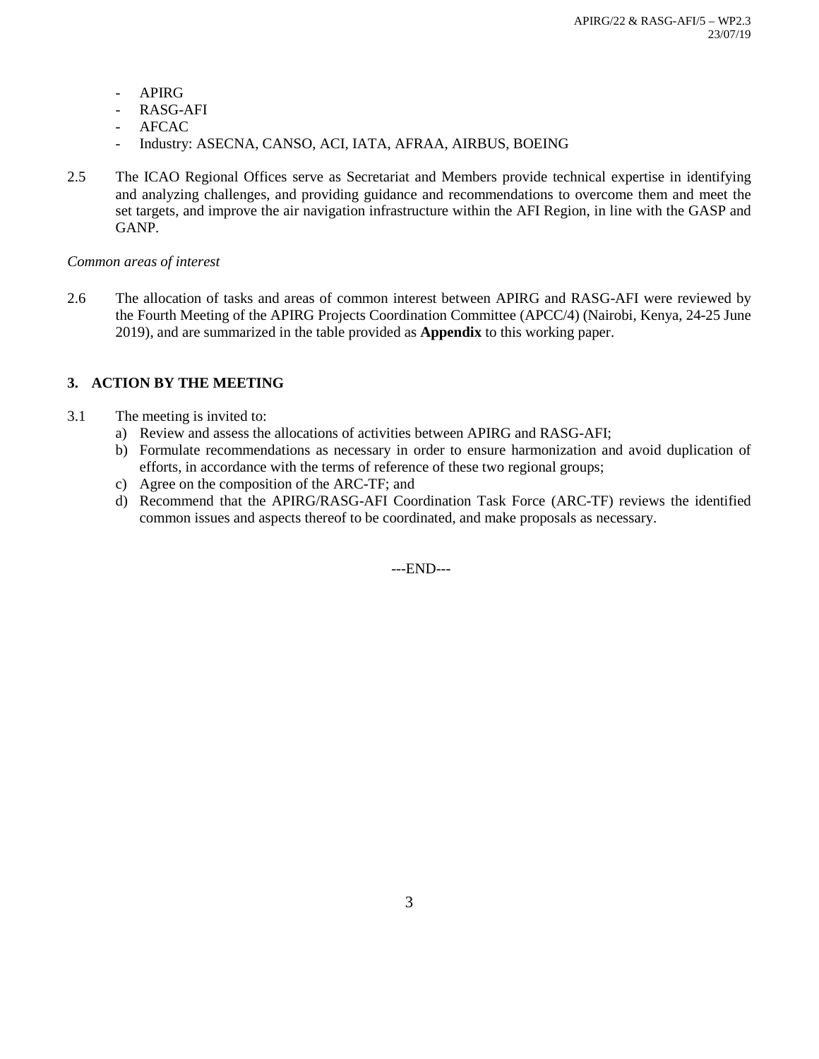- APIRG
- RASG-AFI
- AFCAC
- Industry: ASECNA, CANSO, ACI, IATA, AFRAA, AIRBUS, BOEING

2.5 The ICAO Regional Offices serve as Secretariat and Members provide technical expertise in identifying and analyzing challenges, and providing guidance and recommendations to overcome them and meet the set targets, and improve the air navigation infrastructure within the AFI Region, in line with the GASP and GANP.

*Common areas of interest*

2.6 The allocation of tasks and areas of common interest between APIRG and RASG-AFI were reviewed by the Fourth Meeting of the APIRG Projects Coordination Committee (APCC/4) (Nairobi, Kenya, 24-25 June 2019), and are summarized in the table provided as **Appendix** to this working paper.

## 3. ACTION BY THE MEETING

3.1 The meeting is invited to:

a) Review and assess the allocations of activities between APIRG and RASG-AFI;
b) Formulate recommendations as necessary in order to ensure harmonization and avoid duplication of efforts, in accordance with the terms of reference of these two regional groups;
c) Agree on the composition of the ARC-TF; and
d) Recommend that the APIRG/RASG-AFI Coordination Task Force (ARC-TF) reviews the identified common issues and aspects thereof to be coordinated, and make proposals as necessary.

---END---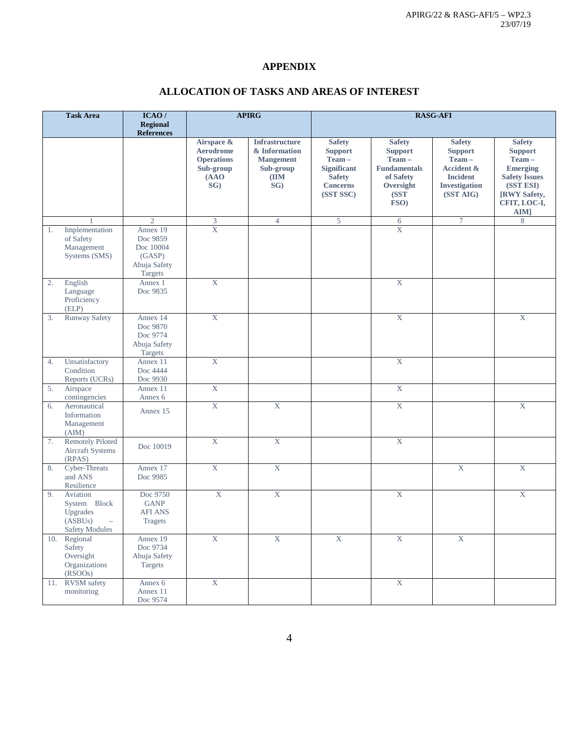# APPENDIX

## ALLOCATION OF TASKS AND AREAS OF INTEREST

| Task Area | ICAO / Regional References | APIRG | | RASG-AFI | | | |
|---|---|---|---|---|---|---|---|
| | | Airspace & Aerodrome Operations Sub-group (AAO SG) | Infrastructure & Information Mangement Sub-group (IIM SG) | Safety Support Team – Significant Safety Concerns (SST SSC) | Safety Support Team – Fundamentals of Safety Oversight (SST FSO) | Safety Support Team – Accident & Incident Investigation (SST AIG) | Safety Support Team – Emerging Safety Issues (SST ESI) [RWY Safety, CFIT, LOC-I, AIM] |
| 1 | 2 | 3 | 4 | 5 | 6 | 7 | 8 |
| 1. Implementation of Safety Management Systems (SMS) | Annex 19 Doc 9859 Doc 10004 (GASP) Abuja Safety Targets | X | | | X | | |
| 2. English Language Proficiency (ELP) | Annex 1 Doc 9835 | X | | | X | | |
| 3. Runway Safety | Annex 14 Doc 9870 Doc 9774 Abuja Safety Targets | X | | | X | | X |
| 4. Unsatisfactory Condition Reports (UCRs) | Annex 11 Doc 4444 Doc 9930 | X | | | X | | |
| 5. Airspace contingencies | Annex 11 Annex 6 | X | | | X | | |
| 6. Aeronautical Information Management (AIM) | Annex 15 | X | X | | X | | X |
| 7. Remotely Piloted Aircraft Systems (RPAS) | Doc 10019 | X | X | | X | | |
| 8. Cyber-Threats and ANS Resilience | Annex 17 Doc 9985 | X | X | | | X | X |
| 9. Aviation System Block Upgrades (ASBUs) – Safety Modules | Doc 9750 GANP AFI ANS Tragets | X | X | | X | | X |
| 10. Regional Safety Oversight Organizations (RSOOs) | Annex 19 Doc 9734 Abuja Safety Targets | X | X | X | X | X | |
| 11. RVSM safety monitoring | Annex 6 Annex 11 Doc 9574 | X | | | X | | |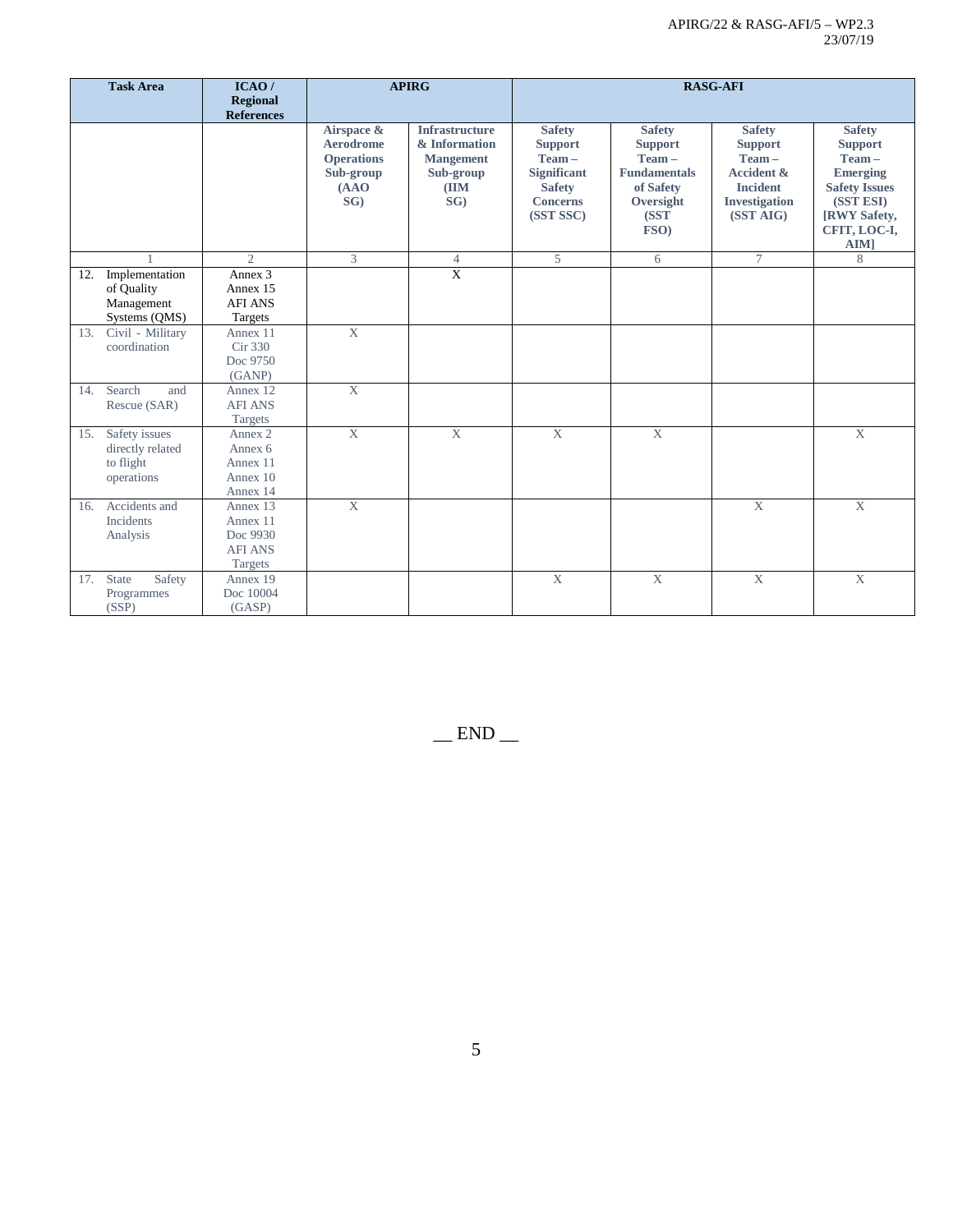| Task Area | ICAO / Regional References | APIRG | | RASG-AFI | | | |
|---|---|---|---|---|---|---|---|
| | | Airspace & Aerodrome Operations Sub-group (AAO SG) | Infrastructure & Information Mangement Sub-group (IIM SG) | Safety Support Team – Significant Safety Concerns (SST SSC) | Safety Support Team – Fundamentals of Safety Oversight (SST FSO) | Safety Support Team – Accident & Incident Investigation (SST AIG) | Safety Support Team – Emerging Safety Issues (SST ESI) [RWY Safety, CFIT, LOC-I, AIM] |
| 1 | 2 | 3 | 4 | 5 | 6 | 7 | 8 |
| 12. Implementation of Quality Management Systems (QMS) | Annex 3 Annex 15 AFI ANS Targets | | X | | | | |
| 13. Civil - Military coordination | Annex 11 Cir 330 Doc 9750 (GANP) | X | | | | | |
| 14. Search and Rescue (SAR) | Annex 12 AFI ANS Targets | X | | | | | |
| 15. Safety issues directly related to flight operations | Annex 2 Annex 6 Annex 11 Annex 10 Annex 14 | X | X | X | X | | X |
| 16. Accidents and Incidents Analysis | Annex 13 Annex 11 Doc 9930 AFI ANS Targets | X | | | | X | X |
| 17. State Safety Programmes (SSP) | Annex 19 Doc 10004 (GASP) | | | X | X | X | X |

__ END __